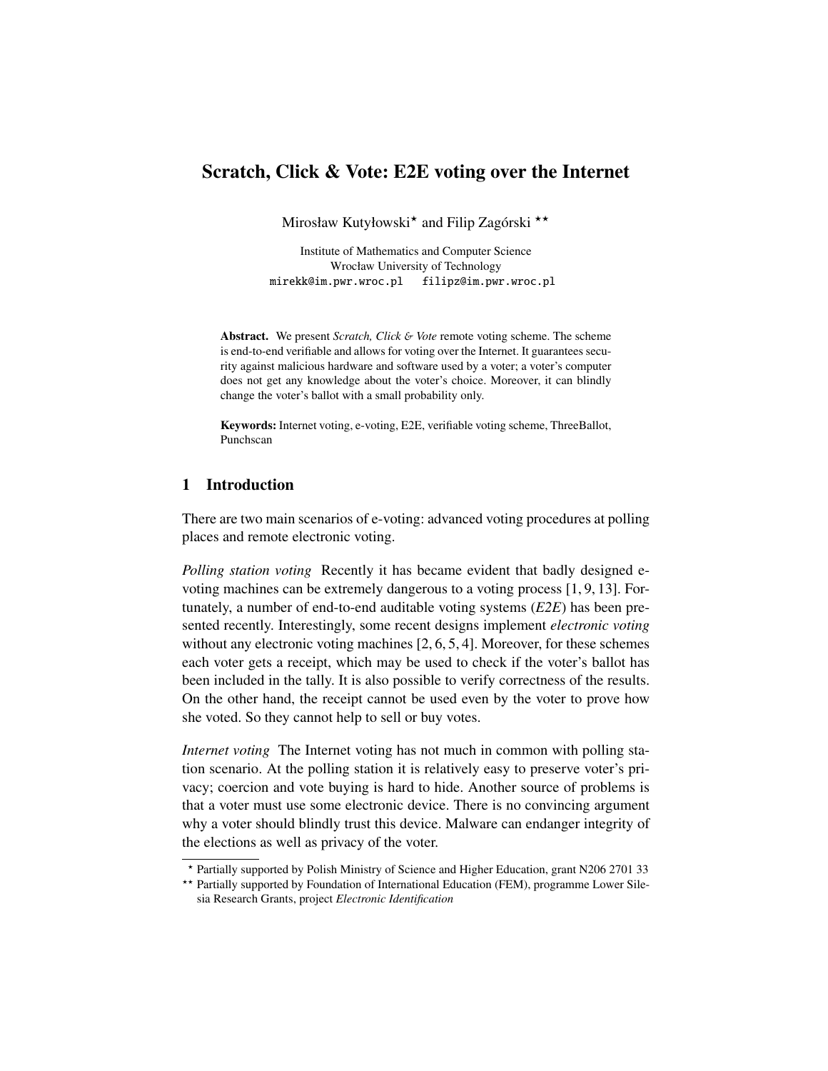# Scratch, Click & Vote: E2E voting over the Internet

Mirosław Kutyłowski⋆ and Filip Zagórski ⋆⋆

Institute of Mathematics and Computer Science
Wrocław University of Technology
mirekk@im.pwr.wroc.pl filipz@im.pwr.wroc.pl

**Abstract.** We present *Scratch, Click & Vote* remote voting scheme. The scheme is end-to-end verifiable and allows for voting over the Internet. It guarantees security against malicious hardware and software used by a voter; a voter's computer does not get any knowledge about the voter's choice. Moreover, it can blindly change the voter's ballot with a small probability only.

**Keywords:** Internet voting, e-voting, E2E, verifiable voting scheme, ThreeBallot, Punchscan

## 1 Introduction

There are two main scenarios of e-voting: advanced voting procedures at polling places and remote electronic voting.

*Polling station voting* Recently it has became evident that badly designed e-voting machines can be extremely dangerous to a voting process [1, 9, 13]. Fortunately, a number of end-to-end auditable voting systems (*E2E*) has been presented recently. Interestingly, some recent designs implement *electronic voting* without any electronic voting machines [2, 6, 5, 4]. Moreover, for these schemes each voter gets a receipt, which may be used to check if the voter's ballot has been included in the tally. It is also possible to verify correctness of the results. On the other hand, the receipt cannot be used even by the voter to prove how she voted. So they cannot help to sell or buy votes.

*Internet voting* The Internet voting has not much in common with polling station scenario. At the polling station it is relatively easy to preserve voter's privacy; coercion and vote buying is hard to hide. Another source of problems is that a voter must use some electronic device. There is no convincing argument why a voter should blindly trust this device. Malware can endanger integrity of the elections as well as privacy of the voter.

⋆ Partially supported by Polish Ministry of Science and Higher Education, grant N206 2701 33

⋆⋆ Partially supported by Foundation of International Education (FEM), programme Lower Silesia Research Grants, project *Electronic Identification*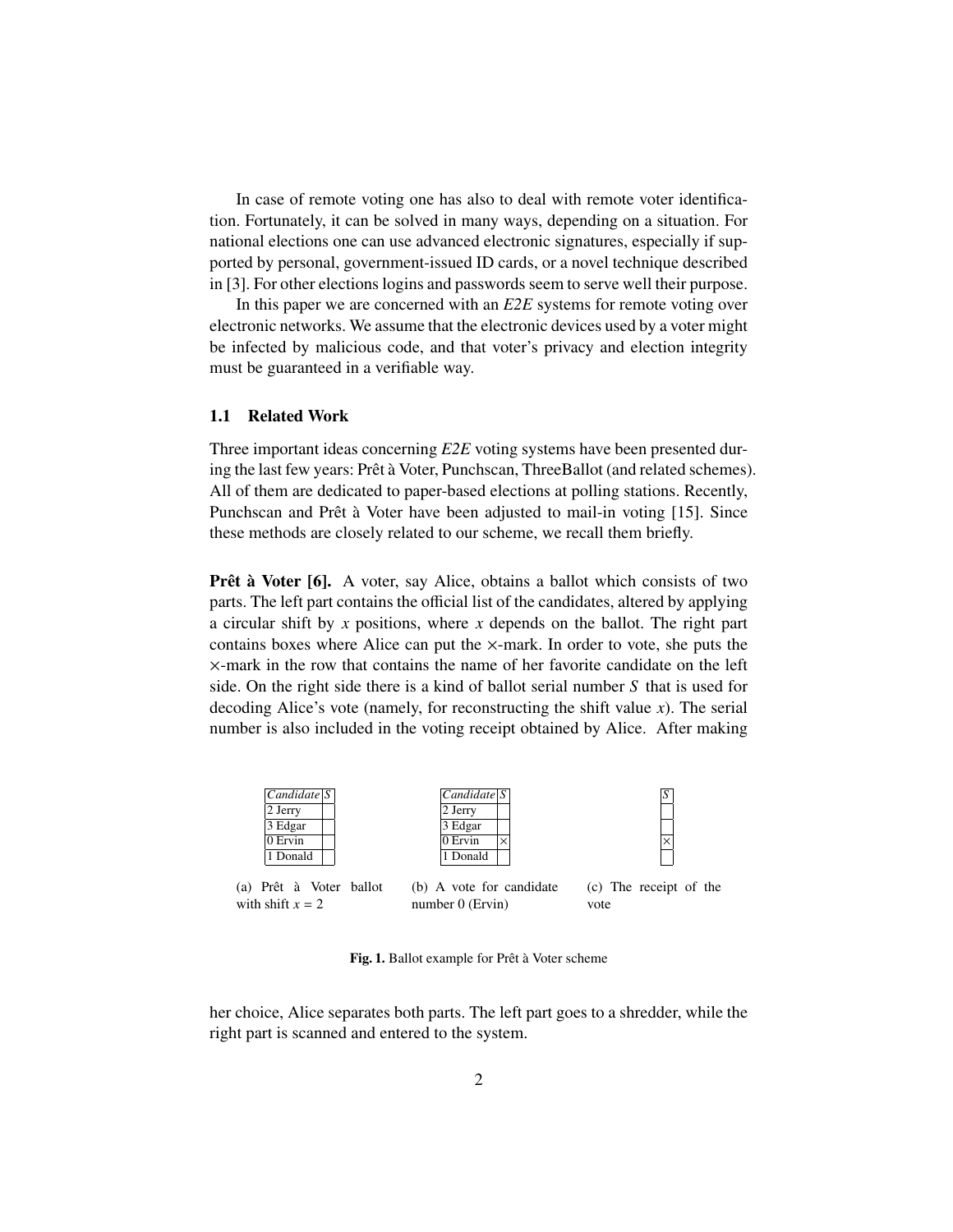In case of remote voting one has also to deal with remote voter identification. Fortunately, it can be solved in many ways, depending on a situation. For national elections one can use advanced electronic signatures, especially if supported by personal, government-issued ID cards, or a novel technique described in [3]. For other elections logins and passwords seem to serve well their purpose.

In this paper we are concerned with an *E2E* systems for remote voting over electronic networks. We assume that the electronic devices used by a voter might be infected by malicious code, and that voter's privacy and election integrity must be guaranteed in a verifiable way.

### 1.1 Related Work

Three important ideas concerning *E2E* voting systems have been presented during the last few years: Prêt à Voter, Punchscan, ThreeBallot (and related schemes). All of them are dedicated to paper-based elections at polling stations. Recently, Punchscan and Prêt à Voter have been adjusted to mail-in voting [15]. Since these methods are closely related to our scheme, we recall them briefly.

**Prêt à Voter [6].** A voter, say Alice, obtains a ballot which consists of two parts. The left part contains the official list of the candidates, altered by applying a circular shift by $x$ positions, where $x$ depends on the ballot. The right part contains boxes where Alice can put the $\times$-mark. In order to vote, she puts the $\times$-mark in the row that contains the name of her favorite candidate on the left side. On the right side there is a kind of ballot serial number $S$ that is used for decoding Alice's vote (namely, for reconstructing the shift value $x$). The serial number is also included in the voting receipt obtained by Alice. After making

| *Candidate* | *S* |
|---|---|
| 2 Jerry | |
| 3 Edgar | |
| 0 Ervin | |
| 1 Donald | |

(a) Prêt à Voter ballot with shift $x = 2$

| *Candidate* | *S* |
|---|---|
| 2 Jerry | |
| 3 Edgar | |
| 0 Ervin | $\times$ |
| 1 Donald | |

(b) A vote for candidate number 0 (Ervin)

| *S* |
|---|
| |
| |
| $\times$ |
| |

(c) The receipt of the vote

**Fig. 1.** Ballot example for Prêt à Voter scheme

her choice, Alice separates both parts. The left part goes to a shredder, while the right part is scanned and entered to the system.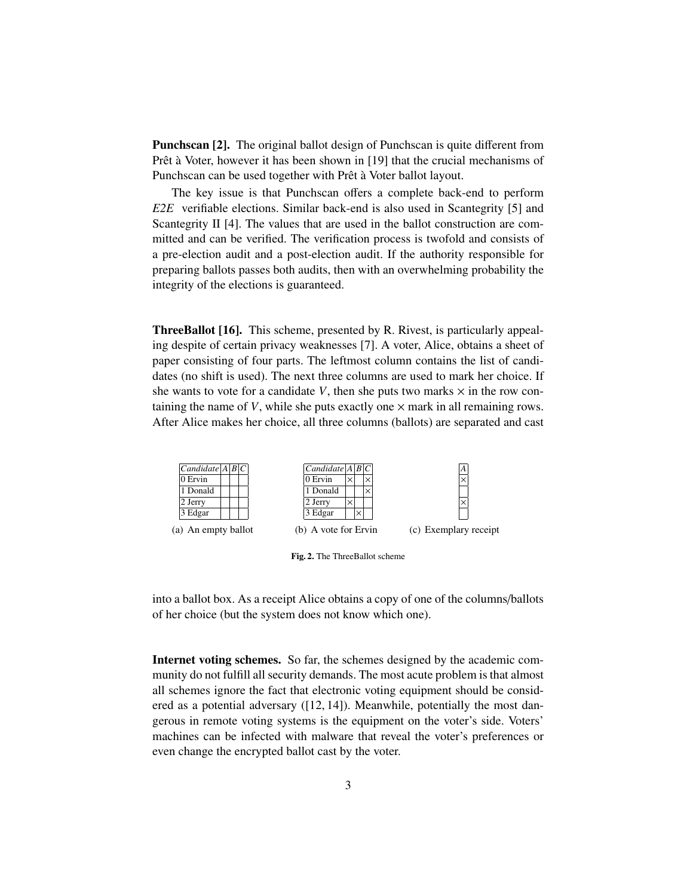**Punchscan [2].** The original ballot design of Punchscan is quite different from Prêt à Voter, however it has been shown in [19] that the crucial mechanisms of Punchscan can be used together with Prêt à Voter ballot layout.

The key issue is that Punchscan offers a complete back-end to perform *E2E* verifiable elections. Similar back-end is also used in Scantegrity [5] and Scantegrity II [4]. The values that are used in the ballot construction are committed and can be verified. The verification process is twofold and consists of a pre-election audit and a post-election audit. If the authority responsible for preparing ballots passes both audits, then with an overwhelming probability the integrity of the elections is guaranteed.

**ThreeBallot [16].** This scheme, presented by R. Rivest, is particularly appealing despite of certain privacy weaknesses [7]. A voter, Alice, obtains a sheet of paper consisting of four parts. The leftmost column contains the list of candidates (no shift is used). The next three columns are used to mark her choice. If she wants to vote for a candidate $V$, then she puts two marks $\times$ in the row containing the name of $V$, while she puts exactly one $\times$ mark in all remaining rows. After Alice makes her choice, all three columns (ballots) are separated and cast into a ballot box. As a receipt Alice obtains a copy of one of the columns/ballots of her choice (but the system does not know which one).

| *Candidate* | *A* | *B* | *C* |
|---|---|---|---|
| 0 Ervin | | | |
| 1 Donald | | | |
| 2 Jerry | | | |
| 3 Edgar | | | |

(a) An empty ballot

| *Candidate* | *A* | *B* | *C* |
|---|---|---|---|
| 0 Ervin | × | | × |
| 1 Donald | | | × |
| 2 Jerry | × | | |
| 3 Edgar | | × | |

(b) A vote for Ervin

| *A* |
|---|
| × |
| |
| × |
| |

(c) Exemplary receipt

**Fig. 2.** The ThreeBallot scheme

**Internet voting schemes.** So far, the schemes designed by the academic community do not fulfill all security demands. The most acute problem is that almost all schemes ignore the fact that electronic voting equipment should be considered as a potential adversary ([12, 14]). Meanwhile, potentially the most dangerous in remote voting systems is the equipment on the voter's side. Voters' machines can be infected with malware that reveal the voter's preferences or even change the encrypted ballot cast by the voter.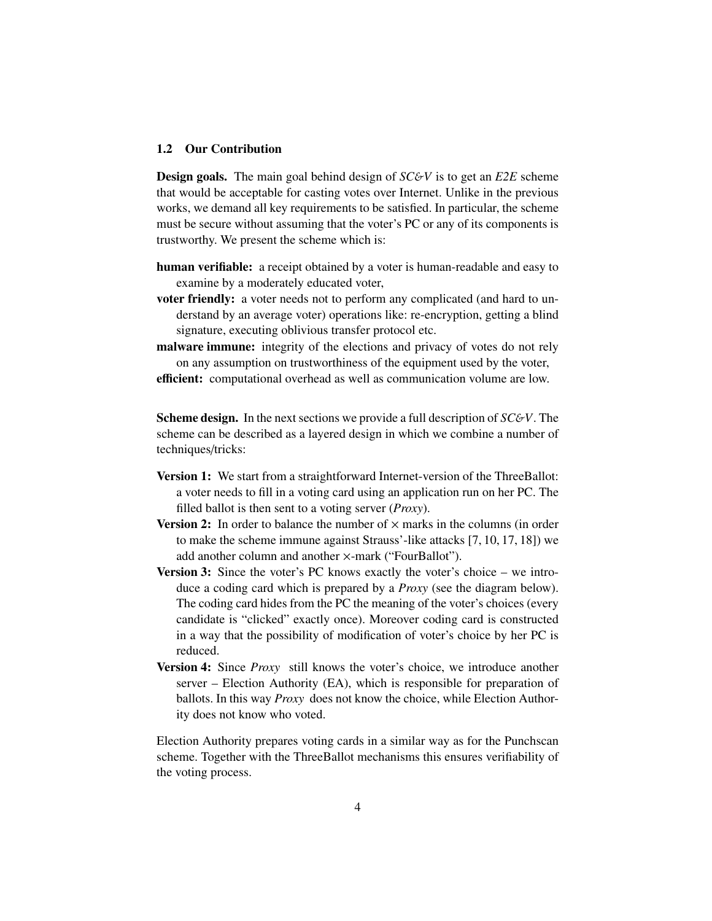### 1.2 Our Contribution

**Design goals.** The main goal behind design of *SC&V* is to get an *E2E* scheme that would be acceptable for casting votes over Internet. Unlike in the previous works, we demand all key requirements to be satisfied. In particular, the scheme must be secure without assuming that the voter's PC or any of its components is trustworthy. We present the scheme which is:

- **human verifiable:** a receipt obtained by a voter is human-readable and easy to examine by a moderately educated voter,
- **voter friendly:** a voter needs not to perform any complicated (and hard to understand by an average voter) operations like: re-encryption, getting a blind signature, executing oblivious transfer protocol etc.
- **malware immune:** integrity of the elections and privacy of votes do not rely on any assumption on trustworthiness of the equipment used by the voter,
- **efficient:** computational overhead as well as communication volume are low.

**Scheme design.** In the next sections we provide a full description of *SC&V*. The scheme can be described as a layered design in which we combine a number of techniques/tricks:

- **Version 1:** We start from a straightforward Internet-version of the ThreeBallot: a voter needs to fill in a voting card using an application run on her PC. The filled ballot is then sent to a voting server (*Proxy*).
- **Version 2:** In order to balance the number of $\times$ marks in the columns (in order to make the scheme immune against Strauss'-like attacks [7, 10, 17, 18]) we add another column and another $\times$-mark ("FourBallot").
- **Version 3:** Since the voter's PC knows exactly the voter's choice – we introduce a coding card which is prepared by a *Proxy* (see the diagram below). The coding card hides from the PC the meaning of the voter's choices (every candidate is "clicked" exactly once). Moreover coding card is constructed in a way that the possibility of modification of voter's choice by her PC is reduced.
- **Version 4:** Since *Proxy* still knows the voter's choice, we introduce another server – Election Authority (EA), which is responsible for preparation of ballots. In this way *Proxy* does not know the choice, while Election Authority does not know who voted.

Election Authority prepares voting cards in a similar way as for the Punchscan scheme. Together with the ThreeBallot mechanisms this ensures verifiability of the voting process.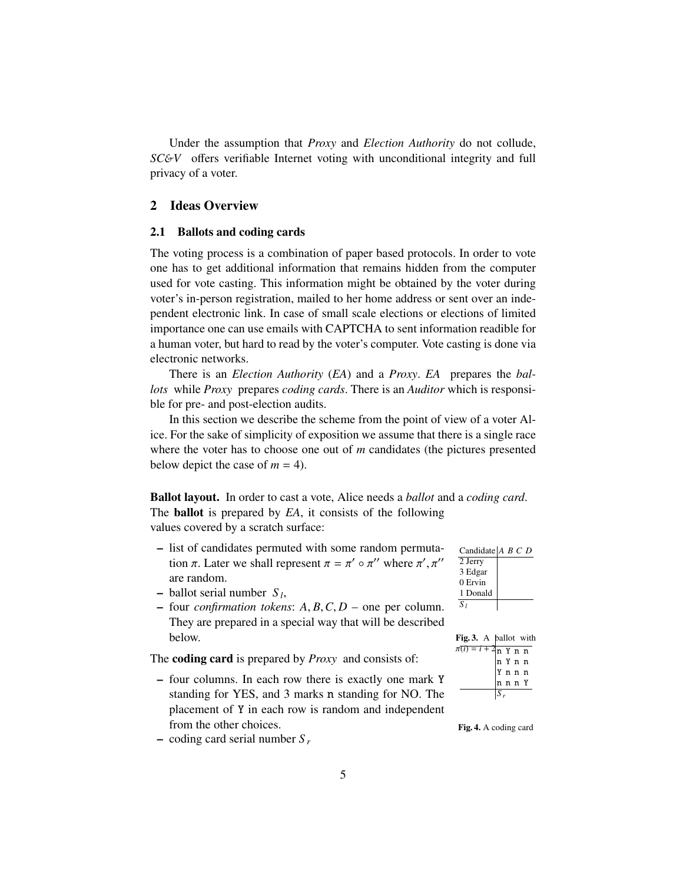Under the assumption that *Proxy* and *Election Authority* do not collude, *SC&V* offers verifiable Internet voting with unconditional integrity and full privacy of a voter.

## 2 Ideas Overview

### 2.1 Ballots and coding cards

The voting process is a combination of paper based protocols. In order to vote one has to get additional information that remains hidden from the computer used for vote casting. This information might be obtained by the voter during voter's in-person registration, mailed to her home address or sent over an independent electronic link. In case of small scale elections or elections of limited importance one can use emails with CAPTCHA to sent information readible for a human voter, but hard to read by the voter's computer. Vote casting is done via electronic networks.

There is an *Election Authority* (*EA*) and a *Proxy*. *EA* prepares the *ballots* while *Proxy* prepares *coding cards*. There is an *Auditor* which is responsible for pre- and post-election audits.

In this section we describe the scheme from the point of view of a voter Alice. For the sake of simplicity of exposition we assume that there is a single race where the voter has to choose one out of $m$ candidates (the pictures presented below depict the case of $m = 4$).

**Ballot layout.** In order to cast a vote, Alice needs a *ballot* and a *coding card*. The **ballot** is prepared by *EA*, it consists of the following values covered by a scratch surface:

- list of candidates permuted with some random permutation $\pi$. Later we shall represent $\pi = \pi' \circ \pi''$ where $\pi', \pi''$ are random.
- ballot serial number $S_l$,
- four *confirmation tokens*: $A, B, C, D$ – one per column. They are prepared in a special way that will be described below.

| Candidate | *A B C D* |
|---|---|
| 2 Jerry | |
| 3 Edgar | |
| 0 Ervin | |
| 1 Donald | |
| $S_l$ | |

**Fig. 3.** A ballot with $\pi(i) = i + 2$

The **coding card** is prepared by *Proxy* and consists of:

- four columns. In each row there is exactly one mark `Y` standing for YES, and 3 marks `n` standing for NO. The placement of `Y` in each row is random and independent from the other choices.
- coding card serial number $S_r$

| | |
|---|---|
| | n Y n n |
| | n Y n n |
| | Y n n n |
| | n n n Y |
| | $S_r$ |

**Fig. 4.** A coding card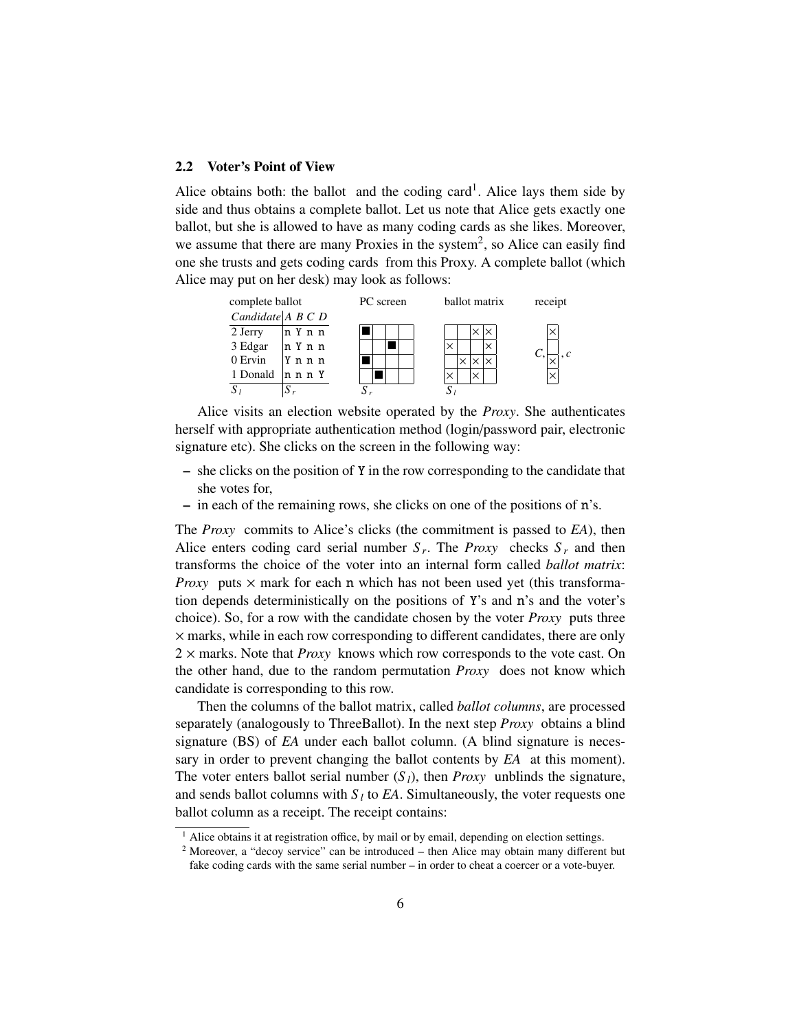### 2.2 Voter's Point of View

Alice obtains both: the ballot and the coding card[1]. Alice lays them side by side and thus obtains a complete ballot. Let us note that Alice gets exactly one ballot, but she is allowed to have as many coding cards as she likes. Moreover, we assume that there are many Proxies in the system[2], so Alice can easily find one she trusts and gets coding cards from this Proxy. A complete ballot (which Alice may put on her desk) may look as follows:

complete ballot

| *Candidate* | *A B C D* |
|---|---|
| 2 Jerry | n Y n n |
| 3 Edgar | n Y n n |
| 0 Ervin | Y n n n |
| 1 Donald | n n n Y |
| $S_l$ | $S_r$ |

PC screen

| | | | |
|---|---|---|---|
| ■ | | | |
| | | ■ | |
| ■ | | | |
| | ■ | | |

$S_r$

ballot matrix

| | | | |
|---|---|---|---|
| | | × | × |
| × | | | × |
| | × | × | × |
| × | | × | |

$S_l$

receipt

$C$, [×, , ×, ×], $c$

Alice visits an election website operated by the *Proxy*. She authenticates herself with appropriate authentication method (login/password pair, electronic signature etc). She clicks on the screen in the following way:

- she clicks on the position of Y in the row corresponding to the candidate that she votes for,
- in each of the remaining rows, she clicks on one of the positions of n's.

The *Proxy* commits to Alice's clicks (the commitment is passed to *EA*), then Alice enters coding card serial number $S_r$. The *Proxy* checks $S_r$ and then transforms the choice of the voter into an internal form called *ballot matrix*: *Proxy* puts × mark for each n which has not been used yet (this transformation depends deterministically on the positions of Y's and n's and the voter's choice). So, for a row with the candidate chosen by the voter *Proxy* puts three × marks, while in each row corresponding to different candidates, there are only 2 × marks. Note that *Proxy* knows which row corresponds to the vote cast. On the other hand, due to the random permutation *Proxy* does not know which candidate is corresponding to this row.

Then the columns of the ballot matrix, called *ballot columns*, are processed separately (analogously to ThreeBallot). In the next step *Proxy* obtains a blind signature (BS) of *EA* under each ballot column. (A blind signature is necessary in order to prevent changing the ballot contents by *EA* at this moment). The voter enters ballot serial number ($S_l$), then *Proxy* unblinds the signature, and sends ballot columns with $S_l$ to *EA*. Simultaneously, the voter requests one ballot column as a receipt. The receipt contains:

[1] Alice obtains it at registration office, by mail or by email, depending on election settings.

[2] Moreover, a "decoy service" can be introduced – then Alice may obtain many different but fake coding cards with the same serial number – in order to cheat a coercer or a vote-buyer.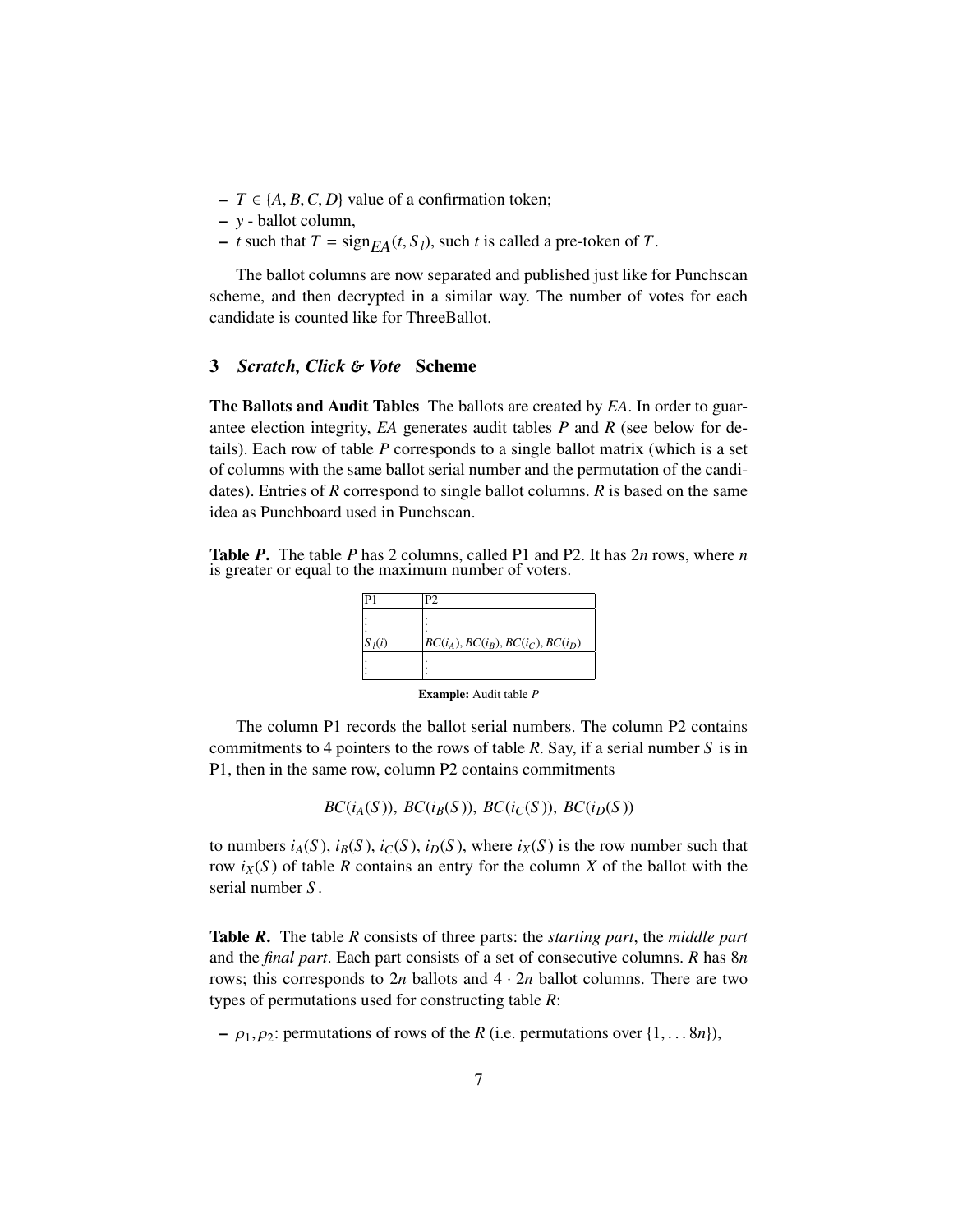- $T \in \{A, B, C, D\}$ value of a confirmation token;
- $y$ - ballot column,
- $t$ such that $T = \text{sign}_{EA}(t, S_l)$, such $t$ is called a pre-token of $T$.

The ballot columns are now separated and published just like for Punchscan scheme, and then decrypted in a similar way. The number of votes for each candidate is counted like for ThreeBallot.

## 3 *Scratch, Click & Vote* Scheme

**The Ballots and Audit Tables** The ballots are created by *EA*. In order to guarantee election integrity, *EA* generates audit tables $P$ and $R$ (see below for details). Each row of table $P$ corresponds to a single ballot matrix (which is a set of columns with the same ballot serial number and the permutation of the candidates). Entries of $R$ correspond to single ballot columns. $R$ is based on the same idea as Punchboard used in Punchscan.

**Table *P*.** The table $P$ has 2 columns, called P1 and P2. It has $2n$ rows, where $n$ is greater or equal to the maximum number of voters.

| P1 | P2 |
|---|---|
| ⋮ | ⋮ |
| $S_l(i)$ | $BC(i_A), BC(i_B), BC(i_C), BC(i_D)$ |
| ⋮ | ⋮ |

**Example:** Audit table $P$

The column P1 records the ballot serial numbers. The column P2 contains commitments to 4 pointers to the rows of table $R$. Say, if a serial number $S$ is in P1, then in the same row, column P2 contains commitments

$$BC(i_A(S)),\ BC(i_B(S)),\ BC(i_C(S)),\ BC(i_D(S))$$

to numbers $i_A(S)$, $i_B(S)$, $i_C(S)$, $i_D(S)$, where $i_X(S)$ is the row number such that row $i_X(S)$ of table $R$ contains an entry for the column $X$ of the ballot with the serial number $S$.

**Table *R*.** The table $R$ consists of three parts: the *starting part*, the *middle part* and the *final part*. Each part consists of a set of consecutive columns. $R$ has $8n$ rows; this corresponds to $2n$ ballots and $4 \cdot 2n$ ballot columns. There are two types of permutations used for constructing table $R$:

- $\rho_1, \rho_2$: permutations of rows of the $R$ (i.e. permutations over $\{1, \ldots 8n\}$),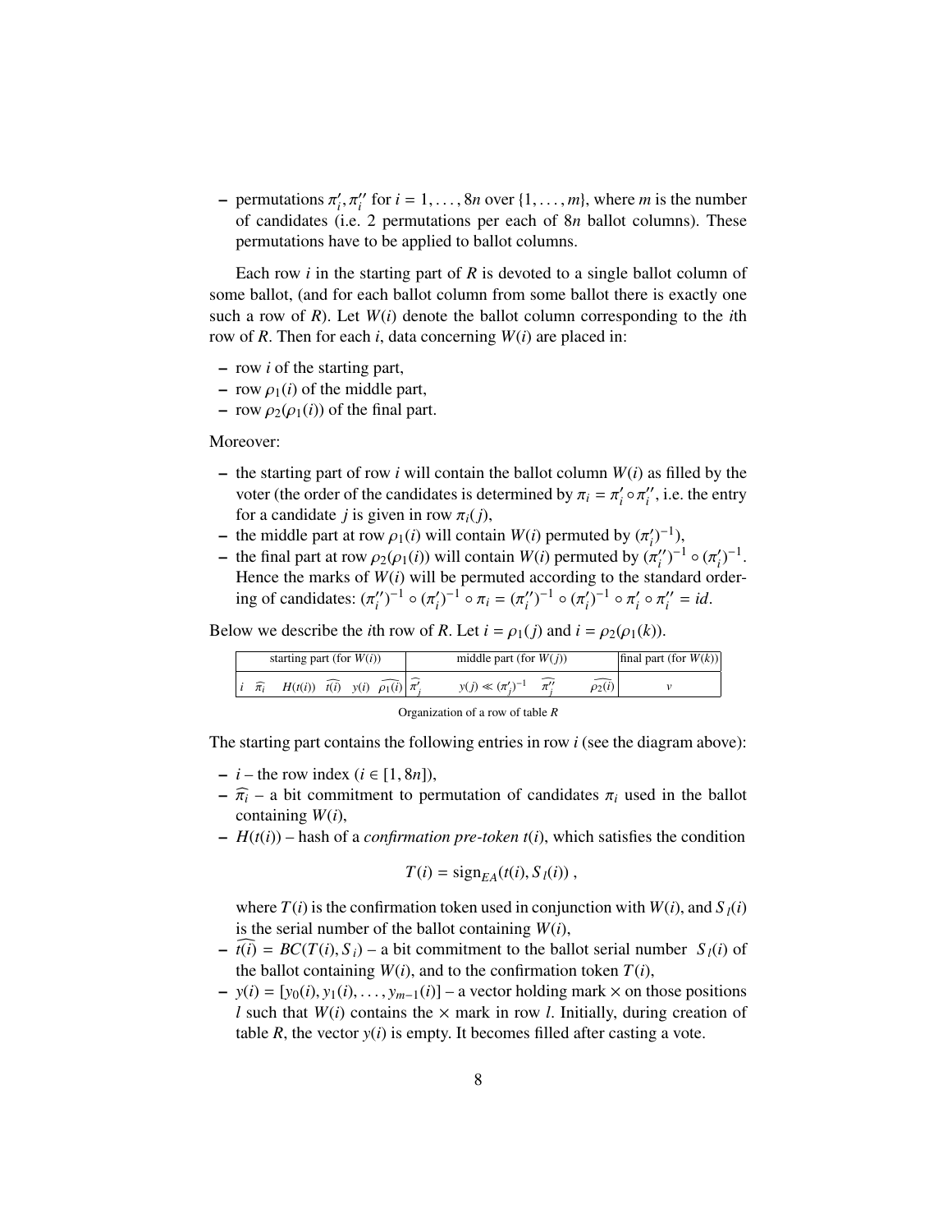– permutations $\pi'_i, \pi''_i$ for $i = 1, \ldots, 8n$ over $\{1, \ldots, m\}$, where $m$ is the number of candidates (i.e. 2 permutations per each of $8n$ ballot columns). These permutations have to be applied to ballot columns.

Each row $i$ in the starting part of $R$ is devoted to a single ballot column of some ballot, (and for each ballot column from some ballot there is exactly one such a row of $R$). Let $W(i)$ denote the ballot column corresponding to the $i$th row of $R$. Then for each $i$, data concerning $W(i)$ are placed in:

– row $i$ of the starting part,
– row $\rho_1(i)$ of the middle part,
– row $\rho_2(\rho_1(i))$ of the final part.

Moreover:

– the starting part of row $i$ will contain the ballot column $W(i)$ as filled by the voter (the order of the candidates is determined by $\pi_i = \pi'_i \circ \pi''_i$, i.e. the entry for a candidate $j$ is given in row $\pi_i(j)$,
– the middle part at row $\rho_1(i)$ will contain $W(i)$ permuted by $(\pi'_i)^{-1}$),
– the final part at row $\rho_2(\rho_1(i))$ will contain $W(i)$ permuted by $(\pi''_i)^{-1} \circ (\pi'_i)^{-1}$. Hence the marks of $W(i)$ will be permuted according to the standard ordering of candidates: $(\pi''_i)^{-1} \circ (\pi'_i)^{-1} \circ \pi_i = (\pi''_i)^{-1} \circ (\pi'_i)^{-1} \circ \pi'_i \circ \pi''_i = id$.

Below we describe the $i$th row of $R$. Let $i = \rho_1(j)$ and $i = \rho_2(\rho_1(k))$.

| starting part (for $W(i)$) | | | | | | middle part (for $W(j)$) | | | | final part (for $W(k)$) |
|---|---|---|---|---|---|---|---|---|---|---|
| $i$ | $\widehat{\pi_i}$ | $H(t(i))$ | $\widehat{t(i)}$ | $y(i)$ | $\widehat{\rho_1(i)}$ | $\widehat{\pi'_j}$ | $y(j) \lll (\pi'_j)^{-1}$ | $\widehat{\pi''_j}$ | $\widehat{\rho_2(i)}$ | $v$ |

Organization of a row of table $R$

The starting part contains the following entries in row $i$ (see the diagram above):

– $i$ – the row index ($i \in [1, 8n]$),
– $\widehat{\pi_i}$ – a bit commitment to permutation of candidates $\pi_i$ used in the ballot containing $W(i)$,
– $H(t(i))$ – hash of a *confirmation pre-token* $t(i)$, which satisfies the condition

$$T(i) = \mathrm{sign}_{EA}(t(i), S_l(i)) \,,$$

where $T(i)$ is the confirmation token used in conjunction with $W(i)$, and $S_l(i)$ is the serial number of the ballot containing $W(i)$,
– $\widehat{t(i)} = BC(T(i), S_i)$ – a bit commitment to the ballot serial number $S_l(i)$ of the ballot containing $W(i)$, and to the confirmation token $T(i)$,
– $y(i) = [y_0(i), y_1(i), \ldots, y_{m-1}(i)]$ – a vector holding mark $\times$ on those positions $l$ such that $W(i)$ contains the $\times$ mark in row $l$. Initially, during creation of table $R$, the vector $y(i)$ is empty. It becomes filled after casting a vote.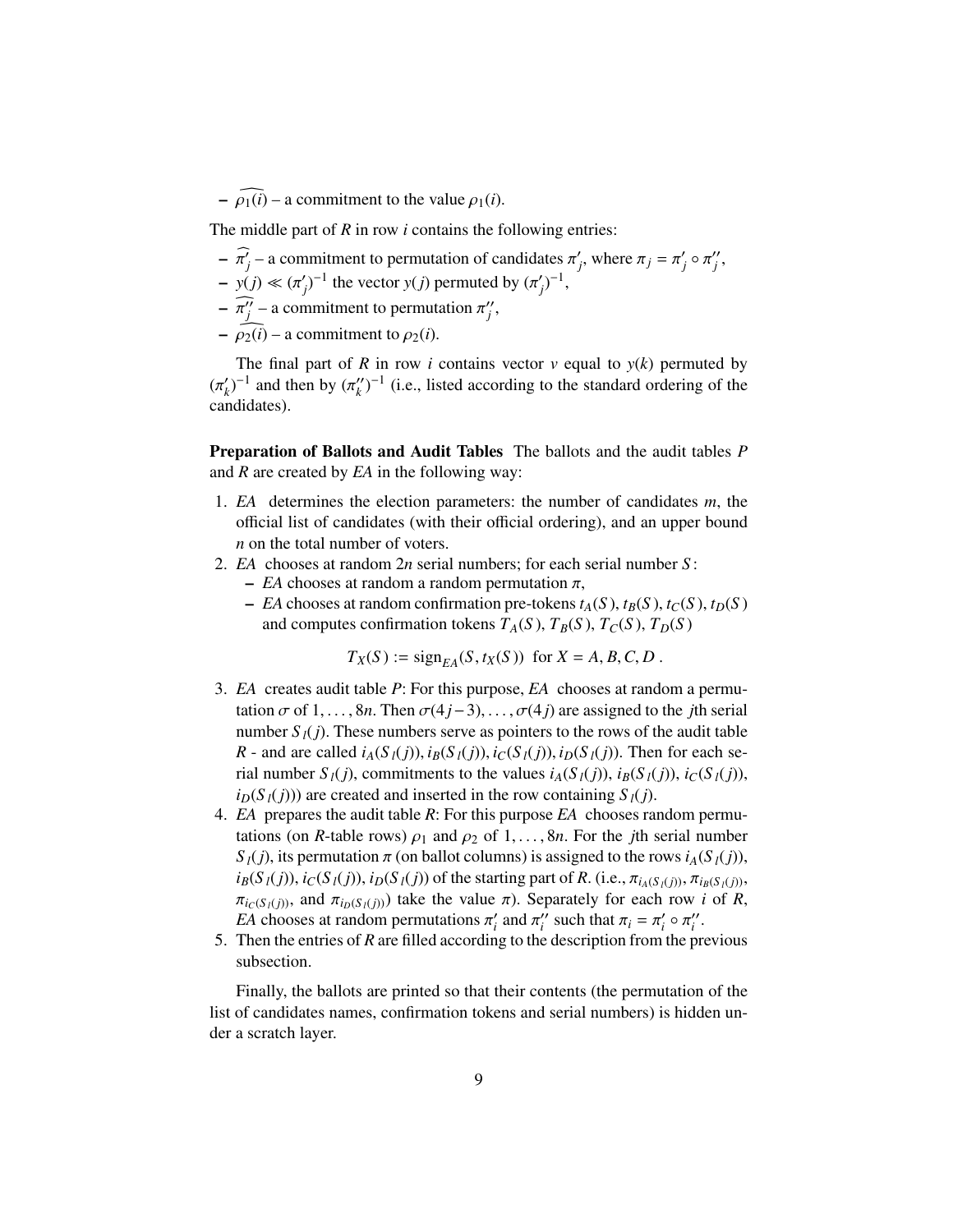- $\widehat{\rho_1(i)}$ – a commitment to the value $\rho_1(i)$.

The middle part of $R$ in row $i$ contains the following entries:

- $\widehat{\pi'_j}$ – a commitment to permutation of candidates $\pi'_j$, where $\pi_j = \pi'_j \circ \pi''_j$,
- $y(j) \lll (\pi'_j)^{-1}$ the vector $y(j)$ permuted by $(\pi'_j)^{-1}$,
- $\widehat{\pi''_j}$ – a commitment to permutation $\pi''_j$,
- $\widehat{\rho_2(i)}$ – a commitment to $\rho_2(i)$.

The final part of $R$ in row $i$ contains vector $v$ equal to $y(k)$ permuted by $(\pi'_k)^{-1}$ and then by $(\pi''_k)^{-1}$ (i.e., listed according to the standard ordering of the candidates).

**Preparation of Ballots and Audit Tables** The ballots and the audit tables $P$ and $R$ are created by $EA$ in the following way:

1. $EA$ determines the election parameters: the number of candidates $m$, the official list of candidates (with their official ordering), and an upper bound $n$ on the total number of voters.
2. $EA$ chooses at random $2n$ serial numbers; for each serial number $S$:
   - $EA$ chooses at random a random permutation $\pi$,
   - $EA$ chooses at random confirmation pre-tokens $t_A(S), t_B(S), t_C(S), t_D(S)$ and computes confirmation tokens $T_A(S), T_B(S), T_C(S), T_D(S)$

   $$T_X(S) := \mathrm{sign}_{EA}(S, t_X(S)) \ \text{ for } X = A, B, C, D \ .$$

3. $EA$ creates audit table $P$: For this purpose, $EA$ chooses at random a permutation $\sigma$ of $1, \ldots, 8n$. Then $\sigma(4j-3), \ldots, \sigma(4j)$ are assigned to the $j$th serial number $S_l(j)$. These numbers serve as pointers to the rows of the audit table $R$ - and are called $i_A(S_l(j)), i_B(S_l(j)), i_C(S_l(j)), i_D(S_l(j))$. Then for each serial number $S_l(j)$, commitments to the values $i_A(S_l(j))$, $i_B(S_l(j))$, $i_C(S_l(j))$, $i_D(S_l(j)))$ are created and inserted in the row containing $S_l(j)$.
4. $EA$ prepares the audit table $R$: For this purpose $EA$ chooses random permutations (on $R$-table rows) $\rho_1$ and $\rho_2$ of $1, \ldots, 8n$. For the $j$th serial number $S_l(j)$, its permutation $\pi$ (on ballot columns) is assigned to the rows $i_A(S_l(j))$, $i_B(S_l(j))$, $i_C(S_l(j))$, $i_D(S_l(j))$ of the starting part of $R$. (i.e., $\pi_{i_A(S_l(j))}, \pi_{i_B(S_l(j))}$, $\pi_{i_C(S_l(j))}$, and $\pi_{i_D(S_l(j))}$) take the value $\pi$). Separately for each row $i$ of $R$, $EA$ chooses at random permutations $\pi'_i$ and $\pi''_i$ such that $\pi_i = \pi'_i \circ \pi''_i$.
5. Then the entries of $R$ are filled according to the description from the previous subsection.

Finally, the ballots are printed so that their contents (the permutation of the list of candidates names, confirmation tokens and serial numbers) is hidden under a scratch layer.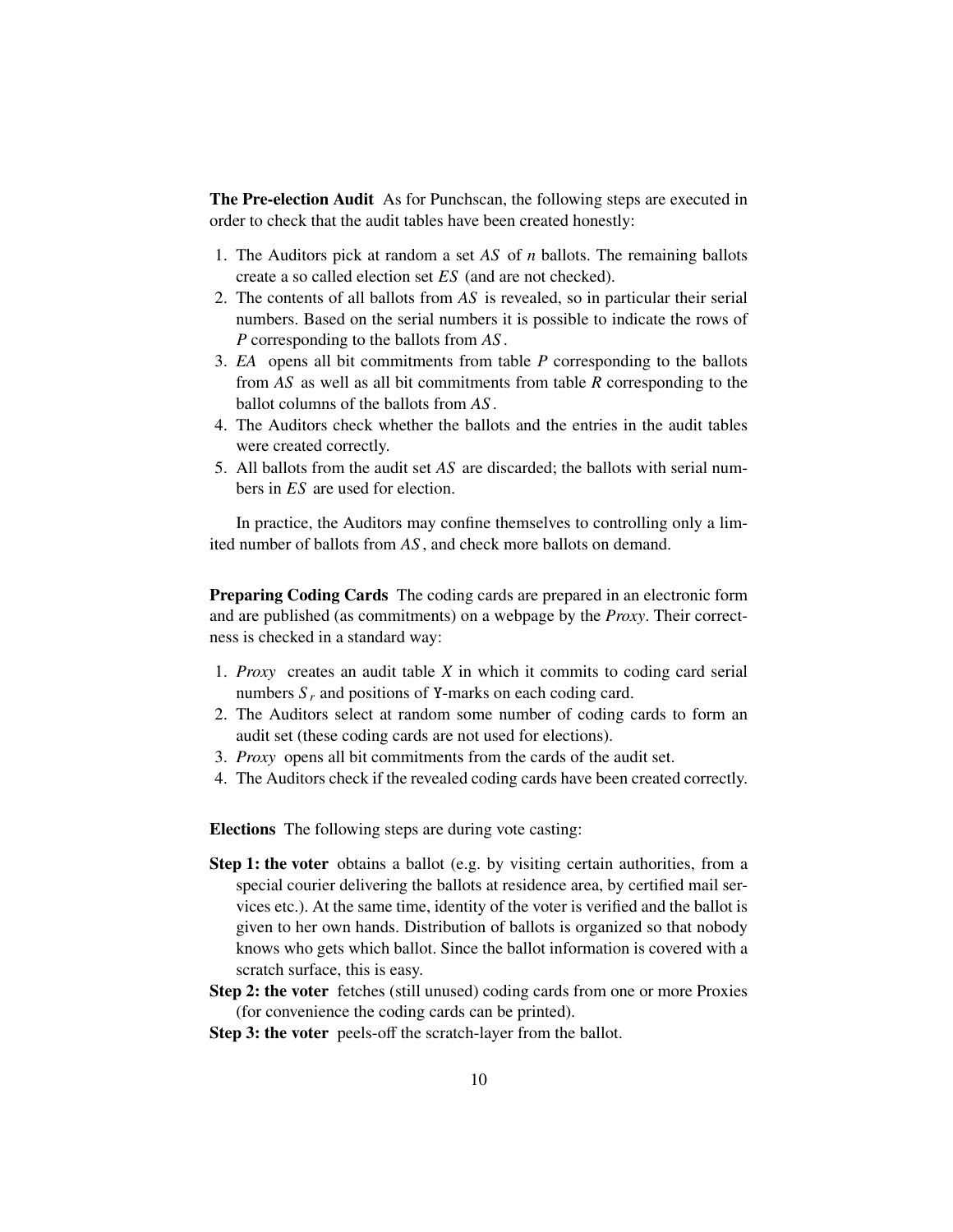**The Pre-election Audit** As for Punchscan, the following steps are executed in order to check that the audit tables have been created honestly:

1. The Auditors pick at random a set $AS$ of $n$ ballots. The remaining ballots create a so called election set $ES$ (and are not checked).
2. The contents of all ballots from $AS$ is revealed, so in particular their serial numbers. Based on the serial numbers it is possible to indicate the rows of $P$ corresponding to the ballots from $AS$.
3. $EA$ opens all bit commitments from table $P$ corresponding to the ballots from $AS$ as well as all bit commitments from table $R$ corresponding to the ballot columns of the ballots from $AS$.
4. The Auditors check whether the ballots and the entries in the audit tables were created correctly.
5. All ballots from the audit set $AS$ are discarded; the ballots with serial numbers in $ES$ are used for election.

In practice, the Auditors may confine themselves to controlling only a limited number of ballots from $AS$, and check more ballots on demand.

**Preparing Coding Cards** The coding cards are prepared in an electronic form and are published (as commitments) on a webpage by the *Proxy*. Their correctness is checked in a standard way:

1. *Proxy* creates an audit table $X$ in which it commits to coding card serial numbers $S_r$ and positions of `Y`-marks on each coding card.
2. The Auditors select at random some number of coding cards to form an audit set (these coding cards are not used for elections).
3. *Proxy* opens all bit commitments from the cards of the audit set.
4. The Auditors check if the revealed coding cards have been created correctly.

**Elections** The following steps are during vote casting:

**Step 1: the voter** obtains a ballot (e.g. by visiting certain authorities, from a special courier delivering the ballots at residence area, by certified mail services etc.). At the same time, identity of the voter is verified and the ballot is given to her own hands. Distribution of ballots is organized so that nobody knows who gets which ballot. Since the ballot information is covered with a scratch surface, this is easy.

**Step 2: the voter** fetches (still unused) coding cards from one or more Proxies (for convenience the coding cards can be printed).

**Step 3: the voter** peels-off the scratch-layer from the ballot.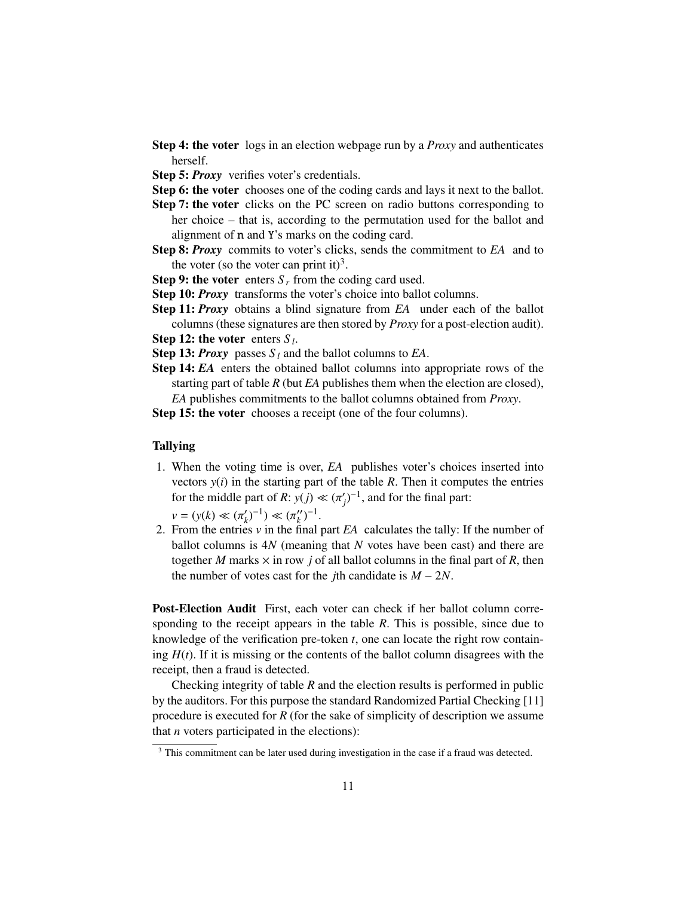**Step 4: the voter** logs in an election webpage run by a *Proxy* and authenticates herself.

**Step 5: *Proxy*** verifies voter's credentials.

**Step 6: the voter** chooses one of the coding cards and lays it next to the ballot.

**Step 7: the voter** clicks on the PC screen on radio buttons corresponding to her choice – that is, according to the permutation used for the ballot and alignment of `n` and `Y`'s marks on the coding card.

**Step 8: *Proxy*** commits to voter's clicks, sends the commitment to *EA* and to the voter (so the voter can print it)[3].

**Step 9: the voter** enters $S_r$ from the coding card used.

**Step 10: *Proxy*** transforms the voter's choice into ballot columns.

**Step 11: *Proxy*** obtains a blind signature from *EA* under each of the ballot columns (these signatures are then stored by *Proxy* for a post-election audit).

**Step 12: the voter** enters $S_l$.

**Step 13: *Proxy*** passes $S_l$ and the ballot columns to *EA*.

**Step 14: *EA*** enters the obtained ballot columns into appropriate rows of the starting part of table *R* (but *EA* publishes them when the election are closed), *EA* publishes commitments to the ballot columns obtained from *Proxy*.

**Step 15: the voter** chooses a receipt (one of the four columns).

### Tallying

1. When the voting time is over, *EA* publishes voter's choices inserted into vectors $y(i)$ in the starting part of the table *R*. Then it computes the entries for the middle part of *R*: $y(j) \lll (\pi'_j)^{-1}$, and for the final part: $v = (y(k) \lll (\pi'_k)^{-1}) \lll (\pi''_k)^{-1}$.
2. From the entries $v$ in the final part *EA* calculates the tally: If the number of ballot columns is $4N$ (meaning that $N$ votes have been cast) and there are together $M$ marks $\times$ in row $j$ of all ballot columns in the final part of *R*, then the number of votes cast for the $j$th candidate is $M - 2N$.

**Post-Election Audit** First, each voter can check if her ballot column corresponding to the receipt appears in the table *R*. This is possible, since due to knowledge of the verification pre-token $t$, one can locate the right row containing $H(t)$. If it is missing or the contents of the ballot column disagrees with the receipt, then a fraud is detected.

Checking integrity of table *R* and the election results is performed in public by the auditors. For this purpose the standard Randomized Partial Checking [11] procedure is executed for *R* (for the sake of simplicity of description we assume that $n$ voters participated in the elections):

[3] This commitment can be later used during investigation in the case if a fraud was detected.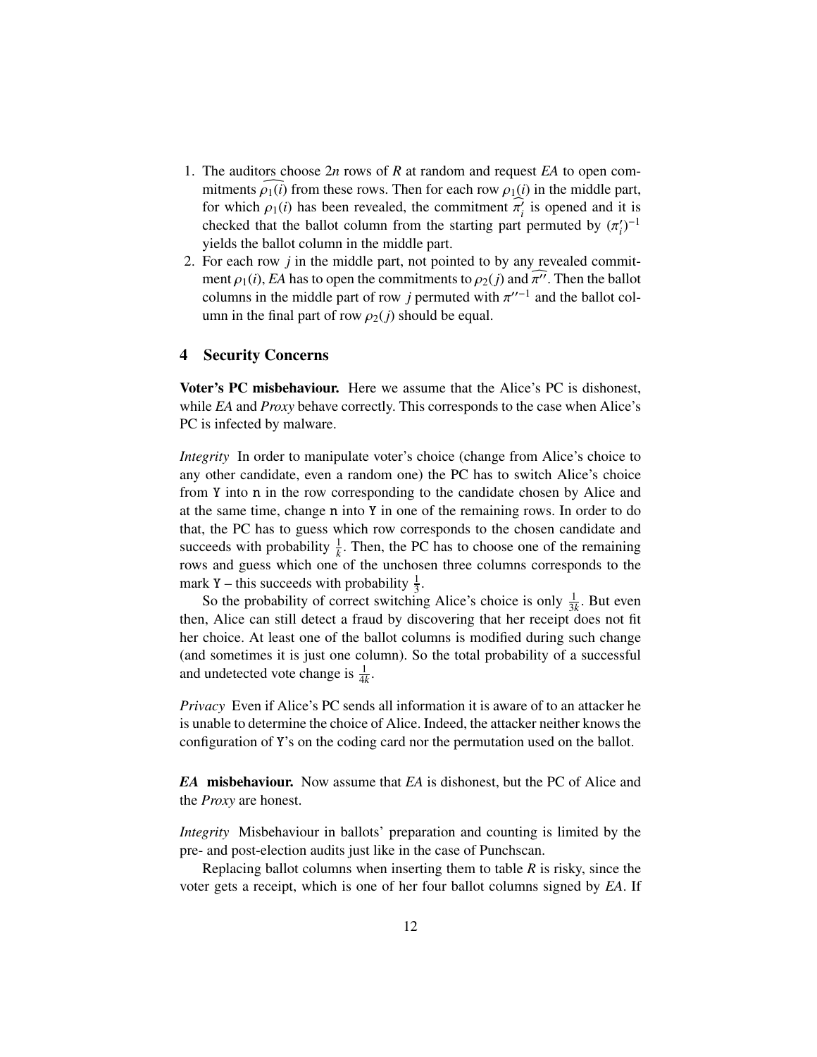1. The auditors choose $2n$ rows of $R$ at random and request *EA* to open commitments $\widehat{\rho_1(i)}$ from these rows. Then for each row $\rho_1(i)$ in the middle part, for which $\rho_1(i)$ has been revealed, the commitment $\widehat{\pi'_i}$ is opened and it is checked that the ballot column from the starting part permuted by $(\pi'_i)^{-1}$ yields the ballot column in the middle part.
2. For each row $j$ in the middle part, not pointed to by any revealed commitment $\rho_1(i)$, *EA* has to open the commitments to $\rho_2(j)$ and $\widehat{\pi''}$. Then the ballot columns in the middle part of row $j$ permuted with $\pi''^{-1}$ and the ballot column in the final part of row $\rho_2(j)$ should be equal.

## 4 Security Concerns

**Voter's PC misbehaviour.** Here we assume that the Alice's PC is dishonest, while *EA* and *Proxy* behave correctly. This corresponds to the case when Alice's PC is infected by malware.

*Integrity* In order to manipulate voter's choice (change from Alice's choice to any other candidate, even a random one) the PC has to switch Alice's choice from Y into n in the row corresponding to the candidate chosen by Alice and at the same time, change n into Y in one of the remaining rows. In order to do that, the PC has to guess which row corresponds to the chosen candidate and succeeds with probability $\frac{1}{k}$. Then, the PC has to choose one of the remaining rows and guess which one of the unchosen three columns corresponds to the mark Y – this succeeds with probability $\frac{1}{3}$.

So the probability of correct switching Alice's choice is only $\frac{1}{3k}$. But even then, Alice can still detect a fraud by discovering that her receipt does not fit her choice. At least one of the ballot columns is modified during such change (and sometimes it is just one column). So the total probability of a successful and undetected vote change is $\frac{1}{4k}$.

*Privacy* Even if Alice's PC sends all information it is aware of to an attacker he is unable to determine the choice of Alice. Indeed, the attacker neither knows the configuration of Y's on the coding card nor the permutation used on the ballot.

***EA* misbehaviour.** Now assume that *EA* is dishonest, but the PC of Alice and the *Proxy* are honest.

*Integrity* Misbehaviour in ballots' preparation and counting is limited by the pre- and post-election audits just like in the case of Punchscan.

Replacing ballot columns when inserting them to table $R$ is risky, since the voter gets a receipt, which is one of her four ballot columns signed by *EA*. If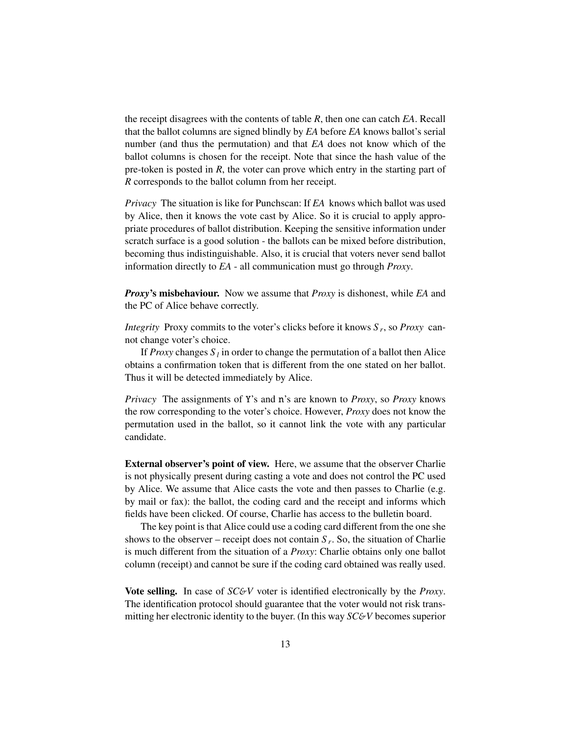the receipt disagrees with the contents of table *R*, then one can catch *EA*. Recall that the ballot columns are signed blindly by *EA* before *EA* knows ballot's serial number (and thus the permutation) and that *EA* does not know which of the ballot columns is chosen for the receipt. Note that since the hash value of the pre-token is posted in *R*, the voter can prove which entry in the starting part of *R* corresponds to the ballot column from her receipt.

*Privacy* The situation is like for Punchscan: If *EA* knows which ballot was used by Alice, then it knows the vote cast by Alice. So it is crucial to apply appropriate procedures of ballot distribution. Keeping the sensitive information under scratch surface is a good solution - the ballots can be mixed before distribution, becoming thus indistinguishable. Also, it is crucial that voters never send ballot information directly to *EA* - all communication must go through *Proxy*.

***Proxy*'s misbehaviour.** Now we assume that *Proxy* is dishonest, while *EA* and the PC of Alice behave correctly.

*Integrity* Proxy commits to the voter's clicks before it knows $S_r$, so *Proxy* cannot change voter's choice.

If *Proxy* changes $S_l$ in order to change the permutation of a ballot then Alice obtains a confirmation token that is different from the one stated on her ballot. Thus it will be detected immediately by Alice.

*Privacy* The assignments of Y's and n's are known to *Proxy*, so *Proxy* knows the row corresponding to the voter's choice. However, *Proxy* does not know the permutation used in the ballot, so it cannot link the vote with any particular candidate.

**External observer's point of view.** Here, we assume that the observer Charlie is not physically present during casting a vote and does not control the PC used by Alice. We assume that Alice casts the vote and then passes to Charlie (e.g. by mail or fax): the ballot, the coding card and the receipt and informs which fields have been clicked. Of course, Charlie has access to the bulletin board.

The key point is that Alice could use a coding card different from the one she shows to the observer – receipt does not contain $S_r$. So, the situation of Charlie is much different from the situation of a *Proxy*: Charlie obtains only one ballot column (receipt) and cannot be sure if the coding card obtained was really used.

**Vote selling.** In case of *SC&V* voter is identified electronically by the *Proxy*. The identification protocol should guarantee that the voter would not risk transmitting her electronic identity to the buyer. (In this way *SC&V* becomes superior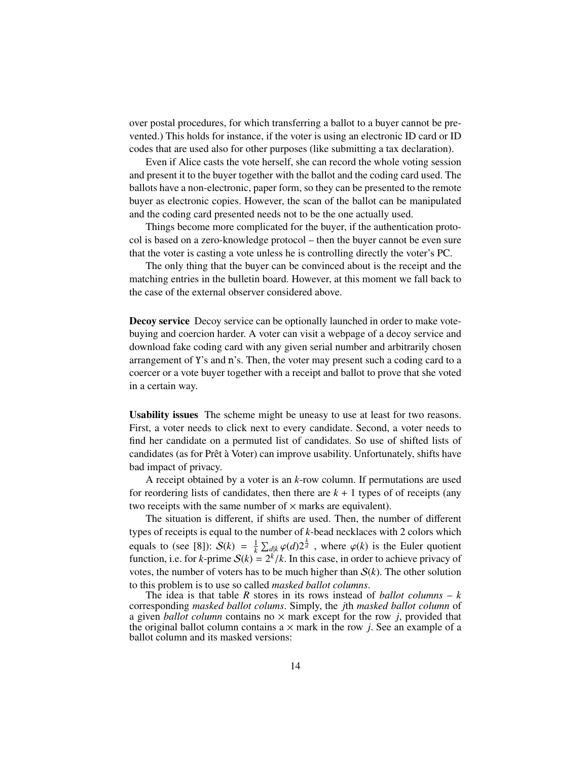over postal procedures, for which transferring a ballot to a buyer cannot be prevented.) This holds for instance, if the voter is using an electronic ID card or ID codes that are used also for other purposes (like submitting a tax declaration).

Even if Alice casts the vote herself, she can record the whole voting session and present it to the buyer together with the ballot and the coding card used. The ballots have a non-electronic, paper form, so they can be presented to the remote buyer as electronic copies. However, the scan of the ballot can be manipulated and the coding card presented needs not to be the one actually used.

Things become more complicated for the buyer, if the authentication protocol is based on a zero-knowledge protocol – then the buyer cannot be even sure that the voter is casting a vote unless he is controlling directly the voter's PC.

The only thing that the buyer can be convinced about is the receipt and the matching entries in the bulletin board. However, at this moment we fall back to the case of the external observer considered above.

**Decoy service** Decoy service can be optionally launched in order to make vote-buying and coercion harder. A voter can visit a webpage of a decoy service and download fake coding card with any given serial number and arbitrarily chosen arrangement of Y's and n's. Then, the voter may present such a coding card to a coercer or a vote buyer together with a receipt and ballot to prove that she voted in a certain way.

**Usability issues** The scheme might be uneasy to use at least for two reasons. First, a voter needs to click next to every candidate. Second, a voter needs to find her candidate on a permuted list of candidates. So use of shifted lists of candidates (as for Prêt à Voter) can improve usability. Unfortunately, shifts have bad impact of privacy.

A receipt obtained by a voter is an $k$-row column. If permutations are used for reordering lists of candidates, then there are $k+1$ types of of receipts (any two receipts with the same number of $\times$ marks are equivalent).

The situation is different, if shifts are used. Then, the number of different types of receipts is equal to the number of $k$-bead necklaces with 2 colors which equals to (see [8]): $\mathcal{S}(k) = \frac{1}{k}\sum_{d|k}\varphi(d)2^{\frac{k}{d}}$ , where $\varphi(k)$ is the Euler quotient function, i.e. for $k$-prime $\mathcal{S}(k) = 2^k/k$. In this case, in order to achieve privacy of votes, the number of voters has to be much higher than $\mathcal{S}(k)$. The other solution to this problem is to use so called *masked ballot columns*.

The idea is that table $R$ stores in its rows instead of *ballot columns* – $k$ corresponding *masked ballot colums*. Simply, the $j$th *masked ballot column* of a given *ballot column* contains no $\times$ mark except for the row $j$, provided that the original ballot column contains a $\times$ mark in the row $j$. See an example of a ballot column and its masked versions: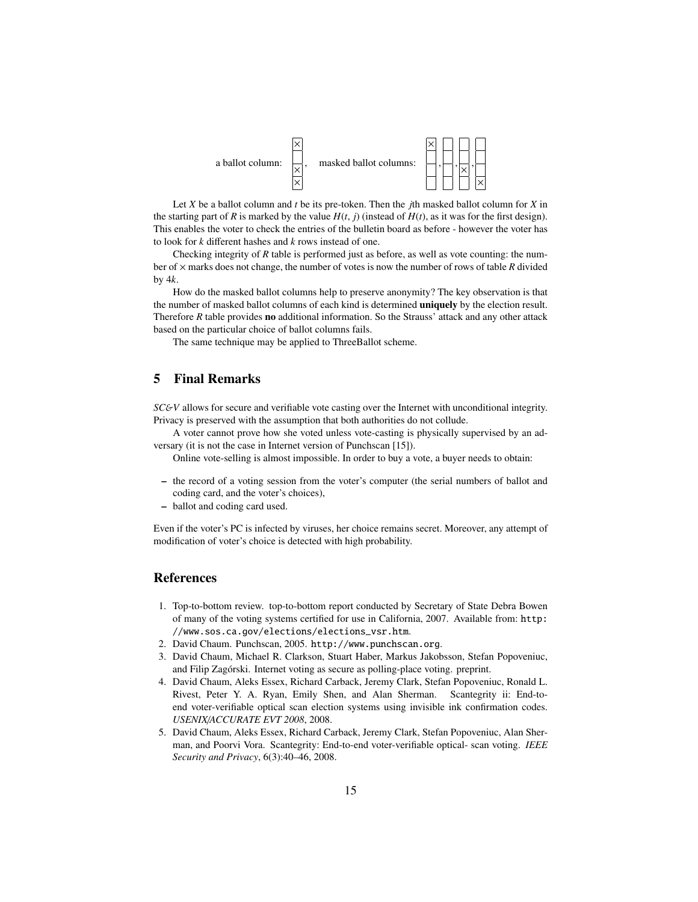a ballot column: $\begin{array}{|c|}\hline \times \\ \hline \\ \hline \times \\ \hline \times \\ \hline \end{array}$, masked ballot columns: $\begin{array}{|c|}\hline \times \\ \hline \\ \hline \\ \hline \\ \hline \end{array}$, $\begin{array}{|c|}\hline \\ \hline \\ \hline \\ \hline \\ \hline \end{array}$, $\begin{array}{|c|}\hline \\ \hline \\ \hline \times \\ \hline \\ \hline \end{array}$, $\begin{array}{|c|}\hline \\ \hline \\ \hline \\ \hline \times \\ \hline \end{array}$

Let $X$ be a ballot column and $t$ be its pre-token. Then the $j$th masked ballot column for $X$ in the starting part of $R$ is marked by the value $H(t, j)$ (instead of $H(t)$, as it was for the first design). This enables the voter to check the entries of the bulletin board as before - however the voter has to look for $k$ different hashes and $k$ rows instead of one.

Checking integrity of $R$ table is performed just as before, as well as vote counting: the number of $\times$ marks does not change, the number of votes is now the number of rows of table $R$ divided by $4k$.

How do the masked ballot columns help to preserve anonymity? The key observation is that the number of masked ballot columns of each kind is determined **uniquely** by the election result. Therefore $R$ table provides **no** additional information. So the Strauss' attack and any other attack based on the particular choice of ballot columns fails.

The same technique may be applied to ThreeBallot scheme.

## 5 Final Remarks

*SC&V* allows for secure and verifiable vote casting over the Internet with unconditional integrity. Privacy is preserved with the assumption that both authorities do not collude.

A voter cannot prove how she voted unless vote-casting is physically supervised by an adversary (it is not the case in Internet version of Punchscan [15]).

Online vote-selling is almost impossible. In order to buy a vote, a buyer needs to obtain:

- the record of a voting session from the voter's computer (the serial numbers of ballot and coding card, and the voter's choices),
- ballot and coding card used.

Even if the voter's PC is infected by viruses, her choice remains secret. Moreover, any attempt of modification of voter's choice is detected with high probability.

## References

1. Top-to-bottom review. top-to-bottom report conducted by Secretary of State Debra Bowen of many of the voting systems certified for use in California, 2007. Available from: `http://www.sos.ca.gov/elections/elections_vsr.htm`.
2. David Chaum. Punchscan, 2005. `http://www.punchscan.org`.
3. David Chaum, Michael R. Clarkson, Stuart Haber, Markus Jakobsson, Stefan Popoveniuc, and Filip Zagórski. Internet voting as secure as polling-place voting. preprint.
4. David Chaum, Aleks Essex, Richard Carback, Jeremy Clark, Stefan Popoveniuc, Ronald L. Rivest, Peter Y. A. Ryan, Emily Shen, and Alan Sherman. Scantegrity ii: End-to-end voter-verifiable optical scan election systems using invisible ink confirmation codes. *USENIX/ACCURATE EVT 2008*, 2008.
5. David Chaum, Aleks Essex, Richard Carback, Jeremy Clark, Stefan Popoveniuc, Alan Sherman, and Poorvi Vora. Scantegrity: End-to-end voter-verifiable optical- scan voting. *IEEE Security and Privacy*, 6(3):40–46, 2008.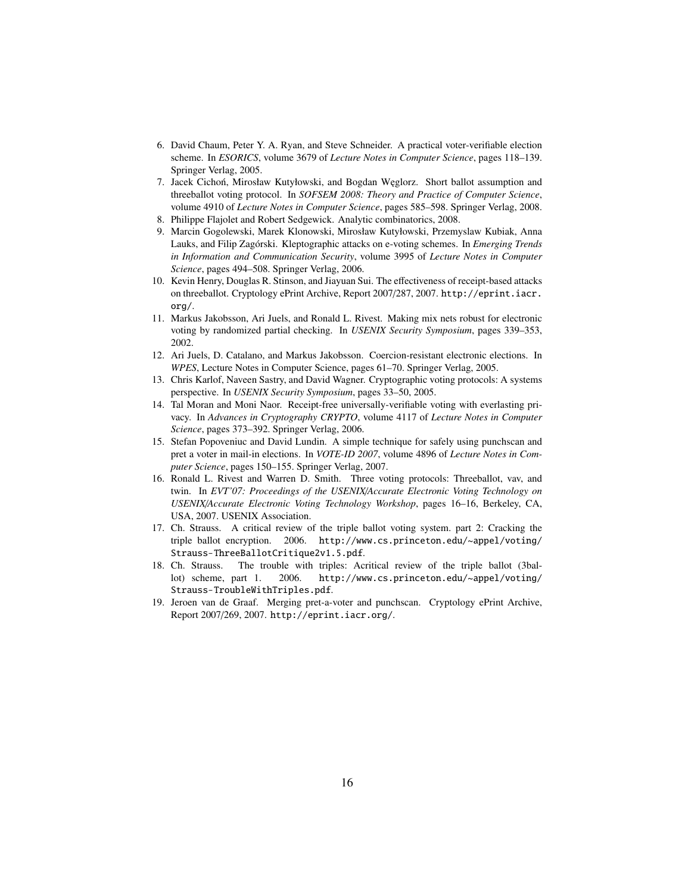6. David Chaum, Peter Y. A. Ryan, and Steve Schneider. A practical voter-verifiable election scheme. In *ESORICS*, volume 3679 of *Lecture Notes in Computer Science*, pages 118–139. Springer Verlag, 2005.
7. Jacek Cichoń, Mirosław Kutyłowski, and Bogdan Węglorz. Short ballot assumption and threeballot voting protocol. In *SOFSEM 2008: Theory and Practice of Computer Science*, volume 4910 of *Lecture Notes in Computer Science*, pages 585–598. Springer Verlag, 2008.
8. Philippe Flajolet and Robert Sedgewick. Analytic combinatorics, 2008.
9. Marcin Gogolewski, Marek Klonowski, Mirosław Kutyłowski, Przemyslaw Kubiak, Anna Lauks, and Filip Zagórski. Kleptographic attacks on e-voting schemes. In *Emerging Trends in Information and Communication Security*, volume 3995 of *Lecture Notes in Computer Science*, pages 494–508. Springer Verlag, 2006.
10. Kevin Henry, Douglas R. Stinson, and Jiayuan Sui. The effectiveness of receipt-based attacks on threeballot. Cryptology ePrint Archive, Report 2007/287, 2007. `http://eprint.iacr.org/`.
11. Markus Jakobsson, Ari Juels, and Ronald L. Rivest. Making mix nets robust for electronic voting by randomized partial checking. In *USENIX Security Symposium*, pages 339–353, 2002.
12. Ari Juels, D. Catalano, and Markus Jakobsson. Coercion-resistant electronic elections. In *WPES*, Lecture Notes in Computer Science, pages 61–70. Springer Verlag, 2005.
13. Chris Karlof, Naveen Sastry, and David Wagner. Cryptographic voting protocols: A systems perspective. In *USENIX Security Symposium*, pages 33–50, 2005.
14. Tal Moran and Moni Naor. Receipt-free universally-verifiable voting with everlasting privacy. In *Advances in Cryptography CRYPTO*, volume 4117 of *Lecture Notes in Computer Science*, pages 373–392. Springer Verlag, 2006.
15. Stefan Popoveniuc and David Lundin. A simple technique for safely using punchscan and pret a voter in mail-in elections. In *VOTE-ID 2007*, volume 4896 of *Lecture Notes in Computer Science*, pages 150–155. Springer Verlag, 2007.
16. Ronald L. Rivest and Warren D. Smith. Three voting protocols: Threeballot, vav, and twin. In *EVT'07: Proceedings of the USENIX/Accurate Electronic Voting Technology on USENIX/Accurate Electronic Voting Technology Workshop*, pages 16–16, Berkeley, CA, USA, 2007. USENIX Association.
17. Ch. Strauss. A critical review of the triple ballot voting system. part 2: Cracking the triple ballot encryption. 2006. `http://www.cs.princeton.edu/~appel/voting/Strauss-ThreeBallotCritique2v1.5.pdf`.
18. Ch. Strauss. The trouble with triples: Acritical review of the triple ballot (3ballot) scheme, part 1. 2006. `http://www.cs.princeton.edu/~appel/voting/Strauss-TroubleWithTriples.pdf`.
19. Jeroen van de Graaf. Merging pret-a-voter and punchscan. Cryptology ePrint Archive, Report 2007/269, 2007. `http://eprint.iacr.org/`.